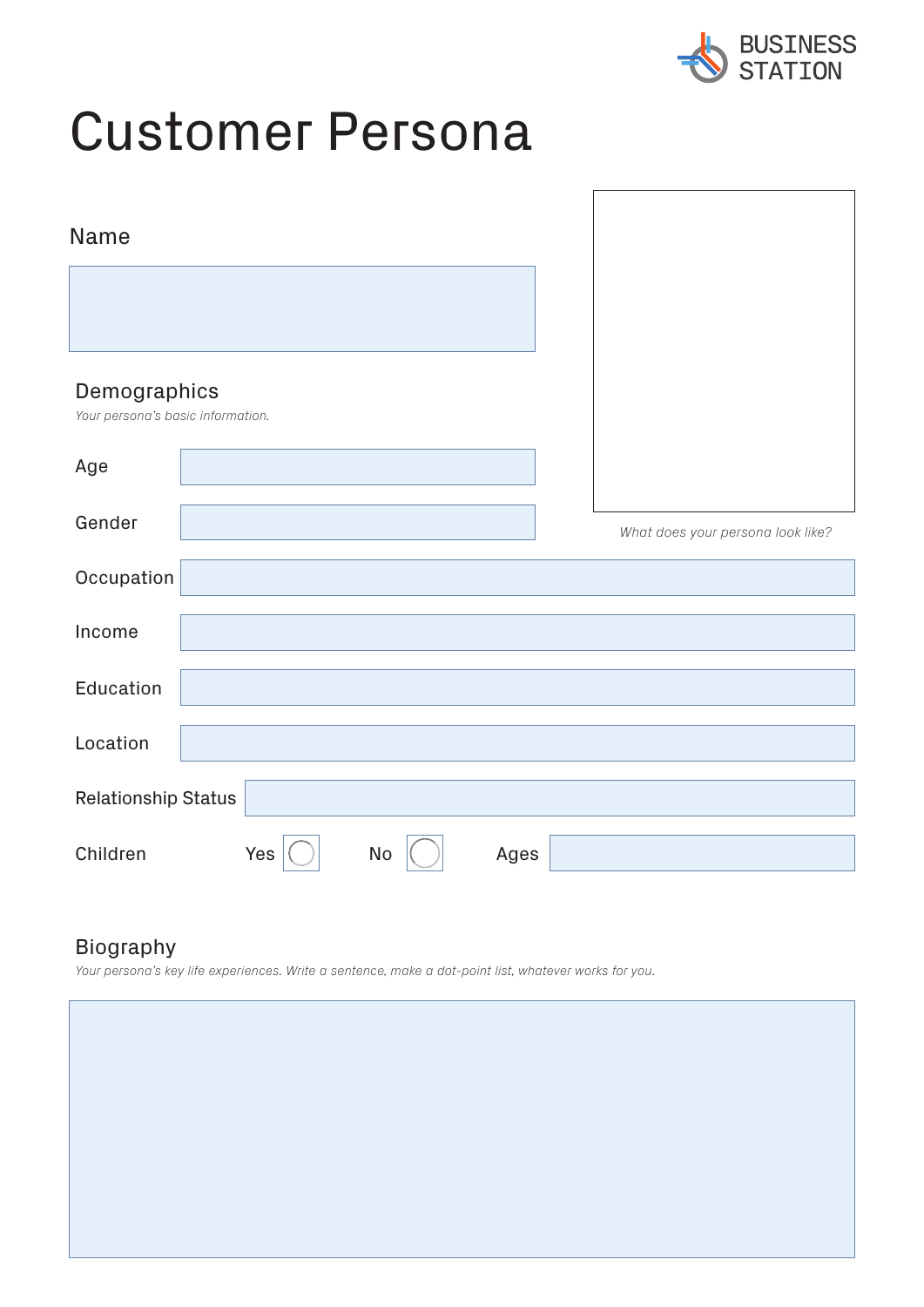BUSINESS STATION

# Customer Persona

## Name

*What does your persona look like?*

## Demographics

*Your persona's basic information.*

Age

Gender

Occupation

Income

Education

Location

Relationship Status

Children    Yes    No    Ages

## Biography

*Your persona's key life experiences. Write a sentence, make a dot-point list, whatever works for you.*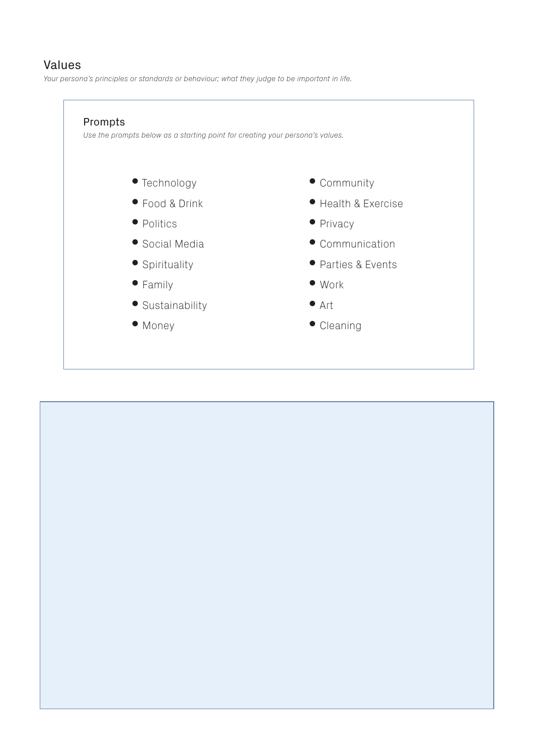## Values

*Your persona's principles or standards or behaviour; what they judge to be important in life.*

### Prompts

*Use the prompts below as a starting point for creating your persona's values.*

- Technology
- Food & Drink
- Politics
- Social Media
- Spirituality
- Family
- Sustainability
- Money
- Community
- Health & Exercise
- Privacy
- Communication
- Parties & Events
- Work
- Art
- Cleaning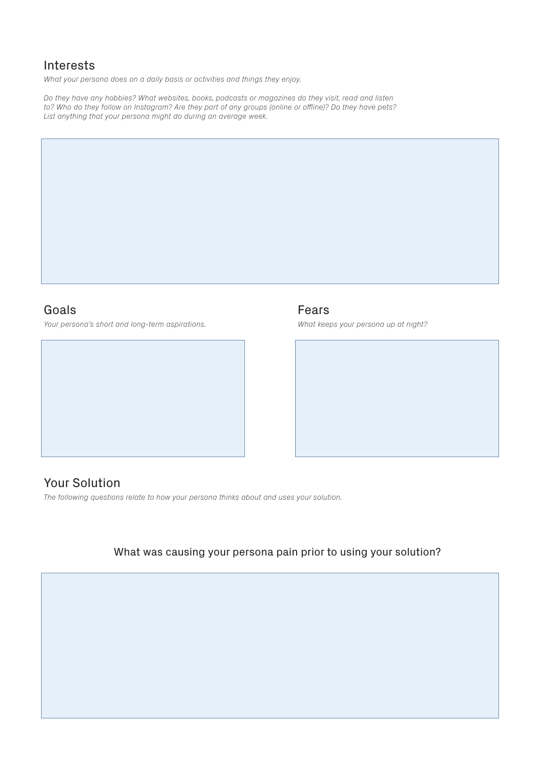## Interests

*What your persona does on a daily basis or activities and things they enjoy.*

*Do they have any hobbies? What websites, books, podcasts or magazines do they visit, read and listen to? Who do they follow on Instagram? Are they part of any groups (online or offline)? Do they have pets? List anything that your persona might do during an average week.*

## Goals

*Your persona's short and long-term aspirations.*

## Fears

*What keeps your persona up at night?*

## Your Solution

*The following questions relate to how your persona thinks about and uses your solution.*

### What was causing your persona pain prior to using your solution?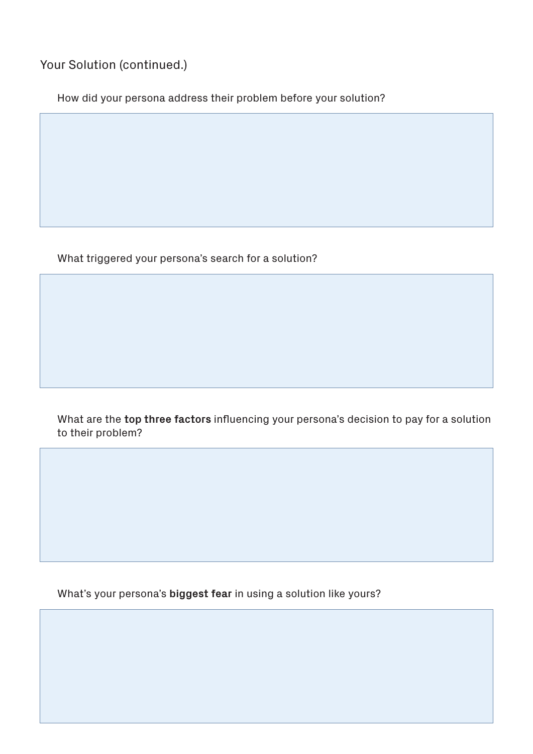## Your Solution (continued.)

How did your persona address their problem before your solution?

What triggered your persona's search for a solution?

What are the **top three factors** influencing your persona's decision to pay for a solution to their problem?

What's your persona's **biggest fear** in using a solution like yours?